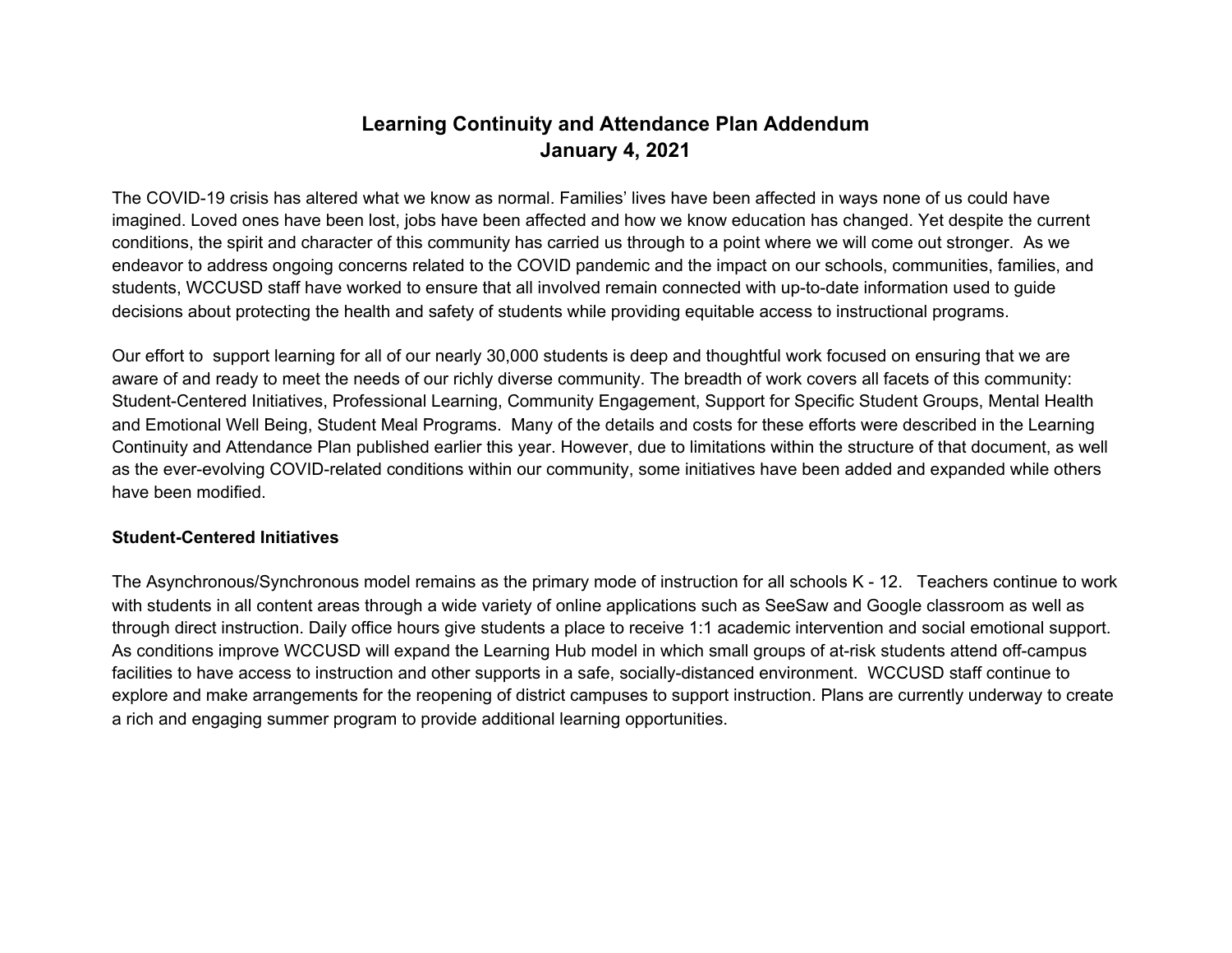# Learning Continuity and Attendance Plan Addendum
# January 4, 2021

The COVID-19 crisis has altered what we know as normal. Families' lives have been affected in ways none of us could have imagined. Loved ones have been lost, jobs have been affected and how we know education has changed. Yet despite the current conditions, the spirit and character of this community has carried us through to a point where we will come out stronger. As we endeavor to address ongoing concerns related to the COVID pandemic and the impact on our schools, communities, families, and students, WCCUSD staff have worked to ensure that all involved remain connected with up-to-date information used to guide decisions about protecting the health and safety of students while providing equitable access to instructional programs.

Our effort to support learning for all of our nearly 30,000 students is deep and thoughtful work focused on ensuring that we are aware of and ready to meet the needs of our richly diverse community. The breadth of work covers all facets of this community: Student-Centered Initiatives, Professional Learning, Community Engagement, Support for Specific Student Groups, Mental Health and Emotional Well Being, Student Meal Programs. Many of the details and costs for these efforts were described in the Learning Continuity and Attendance Plan published earlier this year. However, due to limitations within the structure of that document, as well as the ever-evolving COVID-related conditions within our community, some initiatives have been added and expanded while others have been modified.

**Student-Centered Initiatives**

The Asynchronous/Synchronous model remains as the primary mode of instruction for all schools K - 12. Teachers continue to work with students in all content areas through a wide variety of online applications such as SeeSaw and Google classroom as well as through direct instruction. Daily office hours give students a place to receive 1:1 academic intervention and social emotional support. As conditions improve WCCUSD will expand the Learning Hub model in which small groups of at-risk students attend off-campus facilities to have access to instruction and other supports in a safe, socially-distanced environment. WCCUSD staff continue to explore and make arrangements for the reopening of district campuses to support instruction. Plans are currently underway to create a rich and engaging summer program to provide additional learning opportunities.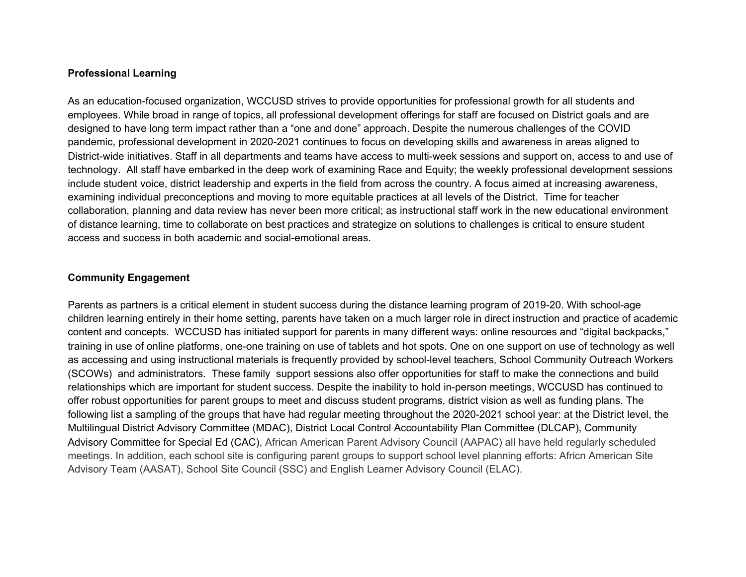**Professional Learning**

As an education-focused organization, WCCUSD strives to provide opportunities for professional growth for all students and employees. While broad in range of topics, all professional development offerings for staff are focused on District goals and are designed to have long term impact rather than a "one and done" approach. Despite the numerous challenges of the COVID pandemic, professional development in 2020-2021 continues to focus on developing skills and awareness in areas aligned to District-wide initiatives. Staff in all departments and teams have access to multi-week sessions and support on, access to and use of technology. All staff have embarked in the deep work of examining Race and Equity; the weekly professional development sessions include student voice, district leadership and experts in the field from across the country. A focus aimed at increasing awareness, examining individual preconceptions and moving to more equitable practices at all levels of the District. Time for teacher collaboration, planning and data review has never been more critical; as instructional staff work in the new educational environment of distance learning, time to collaborate on best practices and strategize on solutions to challenges is critical to ensure student access and success in both academic and social-emotional areas.

**Community Engagement**

Parents as partners is a critical element in student success during the distance learning program of 2019-20. With school-age children learning entirely in their home setting, parents have taken on a much larger role in direct instruction and practice of academic content and concepts. WCCUSD has initiated support for parents in many different ways: online resources and "digital backpacks," training in use of online platforms, one-one training on use of tablets and hot spots. One on one support on use of technology as well as accessing and using instructional materials is frequently provided by school-level teachers, School Community Outreach Workers (SCOWs) and administrators. These family support sessions also offer opportunities for staff to make the connections and build relationships which are important for student success. Despite the inability to hold in-person meetings, WCCUSD has continued to offer robust opportunities for parent groups to meet and discuss student programs, district vision as well as funding plans. The following list a sampling of the groups that have had regular meeting throughout the 2020-2021 school year: at the District level, the Multilingual District Advisory Committee (MDAC), District Local Control Accountability Plan Committee (DLCAP), Community Advisory Committee for Special Ed (CAC), African American Parent Advisory Council (AAPAC) all have held regularly scheduled meetings. In addition, each school site is configuring parent groups to support school level planning efforts: Africn American Site Advisory Team (AASAT), School Site Council (SSC) and English Learner Advisory Council (ELAC).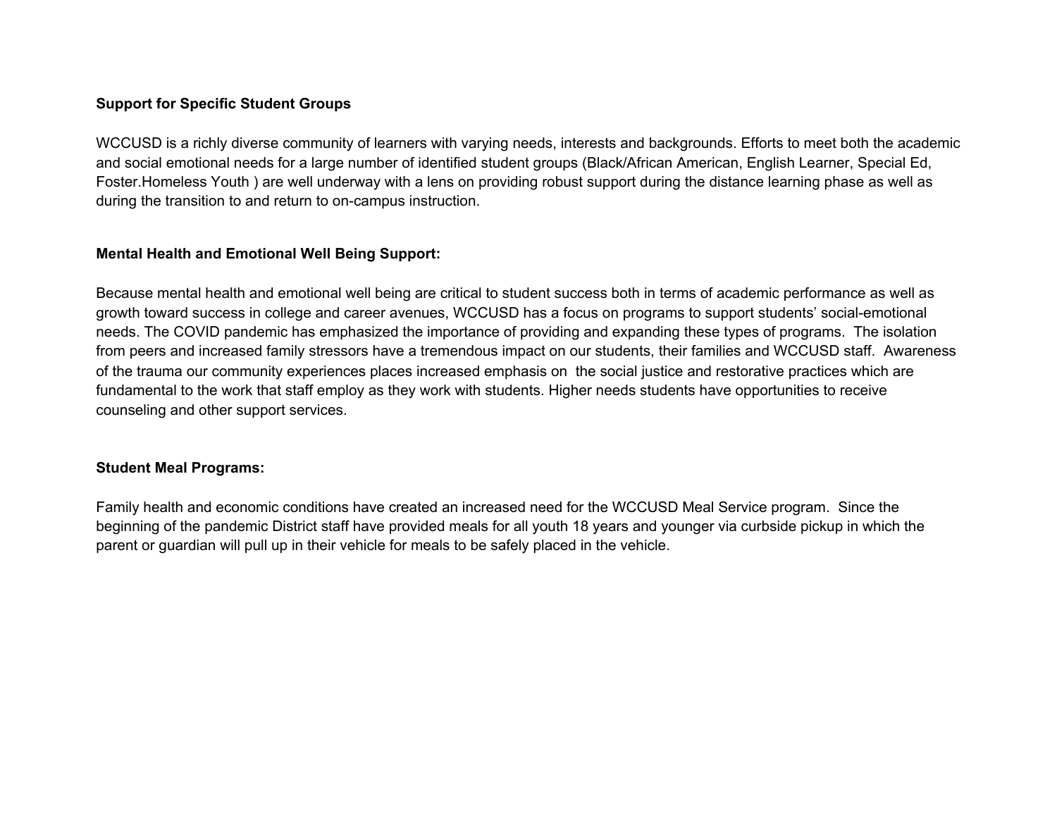**Support for Specific Student Groups**

WCCUSD is a richly diverse community of learners with varying needs, interests and backgrounds. Efforts to meet both the academic and social emotional needs for a large number of identified student groups (Black/African American, English Learner, Special Ed, Foster.Homeless Youth ) are well underway with a lens on providing robust support during the distance learning phase as well as during the transition to and return to on-campus instruction.

**Mental Health and Emotional Well Being Support:**

Because mental health and emotional well being are critical to student success both in terms of academic performance as well as growth toward success in college and career avenues, WCCUSD has a focus on programs to support students' social-emotional needs. The COVID pandemic has emphasized the importance of providing and expanding these types of programs. The isolation from peers and increased family stressors have a tremendous impact on our students, their families and WCCUSD staff. Awareness of the trauma our community experiences places increased emphasis on the social justice and restorative practices which are fundamental to the work that staff employ as they work with students. Higher needs students have opportunities to receive counseling and other support services.

**Student Meal Programs:**

Family health and economic conditions have created an increased need for the WCCUSD Meal Service program. Since the beginning of the pandemic District staff have provided meals for all youth 18 years and younger via curbside pickup in which the parent or guardian will pull up in their vehicle for meals to be safely placed in the vehicle.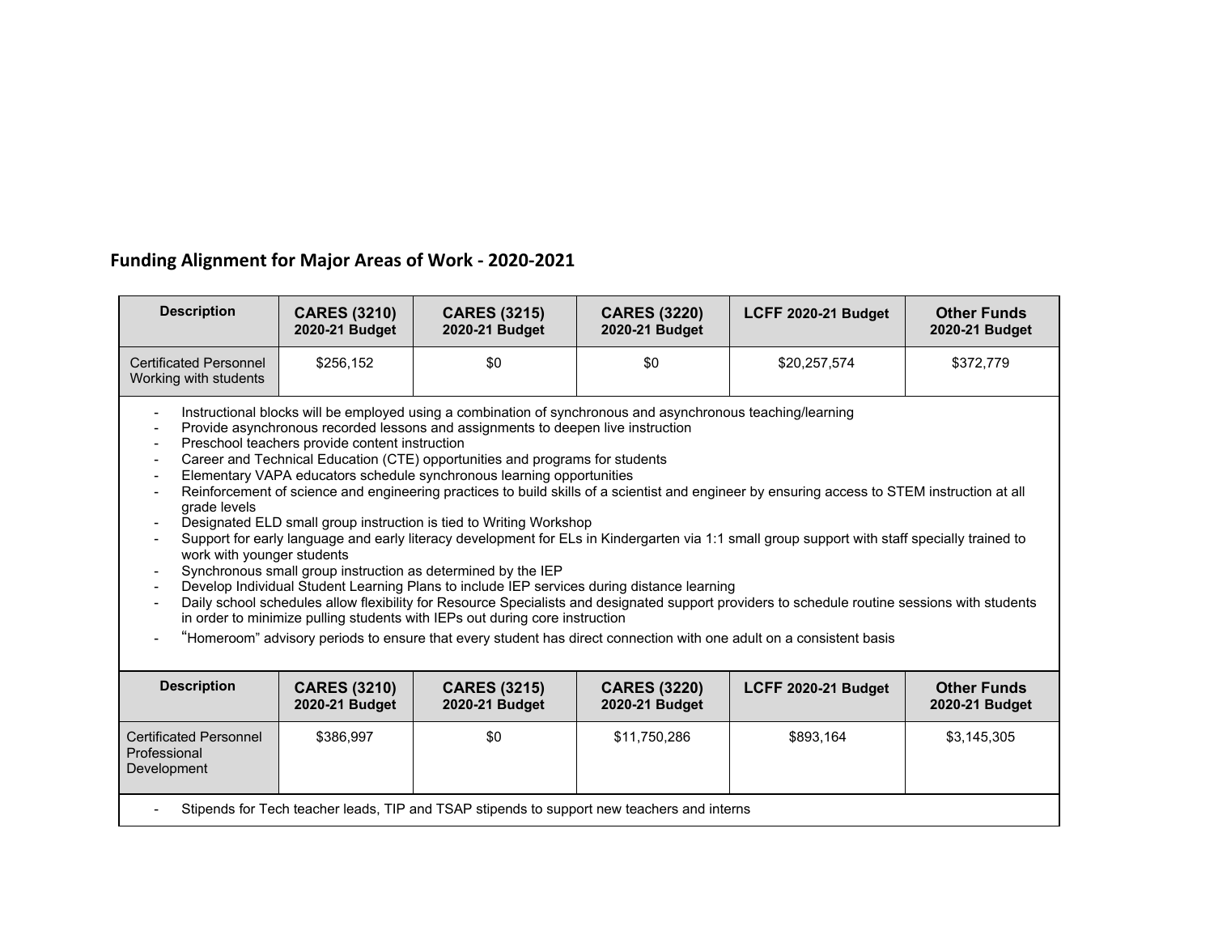## Funding Alignment for Major Areas of Work - 2020-2021

| Description | CARES (3210) 2020-21 Budget | CARES (3215) 2020-21 Budget | CARES (3220) 2020-21 Budget | LCFF 2020-21 Budget | Other Funds 2020-21 Budget |
|---|---|---|---|---|---|
| Certificated Personnel Working with students | $256,152 | $0 | $0 | $20,257,574 | $372,779 |

- Instructional blocks will be employed using a combination of synchronous and asynchronous teaching/learning
- Provide asynchronous recorded lessons and assignments to deepen live instruction
- Preschool teachers provide content instruction
- Career and Technical Education (CTE) opportunities and programs for students
- Elementary VAPA educators schedule synchronous learning opportunities
- Reinforcement of science and engineering practices to build skills of a scientist and engineer by ensuring access to STEM instruction at all grade levels
- Designated ELD small group instruction is tied to Writing Workshop
- Support for early language and early literacy development for ELs in Kindergarten via 1:1 small group support with staff specially trained to work with younger students
- Synchronous small group instruction as determined by the IEP
- Develop Individual Student Learning Plans to include IEP services during distance learning
- Daily school schedules allow flexibility for Resource Specialists and designated support providers to schedule routine sessions with students in order to minimize pulling students with IEPs out during core instruction
- "Homeroom" advisory periods to ensure that every student has direct connection with one adult on a consistent basis

| Description | CARES (3210) 2020-21 Budget | CARES (3215) 2020-21 Budget | CARES (3220) 2020-21 Budget | LCFF 2020-21 Budget | Other Funds 2020-21 Budget |
|---|---|---|---|---|---|
| Certificated Personnel Professional Development | $386,997 | $0 | $11,750,286 | $893,164 | $3,145,305 |

- Stipends for Tech teacher leads, TIP and TSAP stipends to support new teachers and interns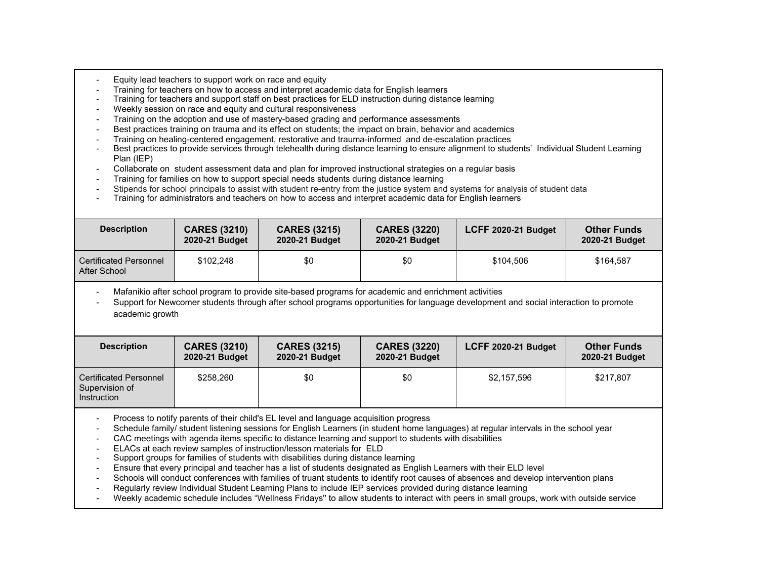- Equity lead teachers to support work on race and equity
- Training for teachers on how to access and interpret academic data for English learners
- Training for teachers and support staff on best practices for ELD instruction during distance learning
- Weekly session on race and equity and cultural responsiveness
- Training on the adoption and use of mastery-based grading and performance assessments
- Best practices training on trauma and its effect on students; the impact on brain, behavior and academics
- Training on healing-centered engagement, restorative and trauma-informed and de-escalation practices
- Best practices to provide services through telehealth during distance learning to ensure alignment to students' Individual Student Learning Plan (IEP)
- Collaborate on student assessment data and plan for improved instructional strategies on a regular basis
- Training for families on how to support special needs students during distance learning
- Stipends for school principals to assist with student re-entry from the justice system and systems for analysis of student data
- Training for administrators and teachers on how to access and interpret academic data for English learners

| Description | CARES (3210) 2020-21 Budget | CARES (3215) 2020-21 Budget | CARES (3220) 2020-21 Budget | LCFF 2020-21 Budget | Other Funds 2020-21 Budget |
|---|---|---|---|---|---|
| Certificated Personnel After School | $102,248 | $0 | $0 | $104,506 | $164,587 |

- Mafanikio after school program to provide site-based programs for academic and enrichment activities
- Support for Newcomer students through after school programs opportunities for language development and social interaction to promote academic growth

| Description | CARES (3210) 2020-21 Budget | CARES (3215) 2020-21 Budget | CARES (3220) 2020-21 Budget | LCFF 2020-21 Budget | Other Funds 2020-21 Budget |
|---|---|---|---|---|---|
| Certificated Personnel Supervision of Instruction | $258,260 | $0 | $0 | $2,157,596 | $217,807 |

- Process to notify parents of their child's EL level and language acquisition progress
- Schedule family/ student listening sessions for English Learners (in student home languages) at regular intervals in the school year
- CAC meetings with agenda items specific to distance learning and support to students with disabilities
- ELACs at each review samples of instruction/lesson materials for ELD
- Support groups for families of students with disabilities during distance learning
- Ensure that every principal and teacher has a list of students designated as English Learners with their ELD level
- Schools will conduct conferences with families of truant students to identify root causes of absences and develop intervention plans
- Regularly review Individual Student Learning Plans to include IEP services provided during distance learning
- Weekly academic schedule includes "Wellness Fridays" to allow students to interact with peers in small groups, work with outside service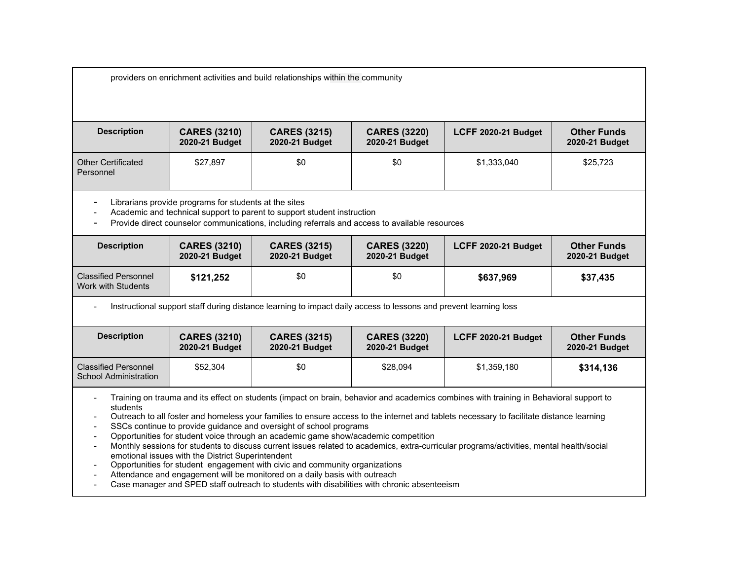providers on enrichment activities and build relationships within the community

| Description | CARES (3210) 2020-21 Budget | CARES (3215) 2020-21 Budget | CARES (3220) 2020-21 Budget | LCFF 2020-21 Budget | Other Funds 2020-21 Budget |
|---|---|---|---|---|---|
| Other Certificated Personnel | $27,897 | $0 | $0 | $1,333,040 | $25,723 |

- Librarians provide programs for students at the sites
- Academic and technical support to parent to support student instruction
- Provide direct counselor communications, including referrals and access to available resources

| Description | CARES (3210) 2020-21 Budget | CARES (3215) 2020-21 Budget | CARES (3220) 2020-21 Budget | LCFF 2020-21 Budget | Other Funds 2020-21 Budget |
|---|---|---|---|---|---|
| Classified Personnel Work with Students | **$121,252** | $0 | $0 | **$637,969** | **$37,435** |

- Instructional support staff during distance learning to impact daily access to lessons and prevent learning loss

| Description | CARES (3210) 2020-21 Budget | CARES (3215) 2020-21 Budget | CARES (3220) 2020-21 Budget | LCFF 2020-21 Budget | Other Funds 2020-21 Budget |
|---|---|---|---|---|---|
| Classified Personnel School Administration | $52,304 | $0 | $28,094 | $1,359,180 | **$314,136** |

- Training on trauma and its effect on students (impact on brain, behavior and academics combines with training in Behavioral support to students
- Outreach to all foster and homeless your families to ensure access to the internet and tablets necessary to facilitate distance learning
- SSCs continue to provide guidance and oversight of school programs
- Opportunities for student voice through an academic game show/academic competition
- Monthly sessions for students to discuss current issues related to academics, extra-curricular programs/activities, mental health/social emotional issues with the District Superintendent
- Opportunities for student engagement with civic and community organizations
- Attendance and engagement will be monitored on a daily basis with outreach
- Case manager and SPED staff outreach to students with disabilities with chronic absenteeism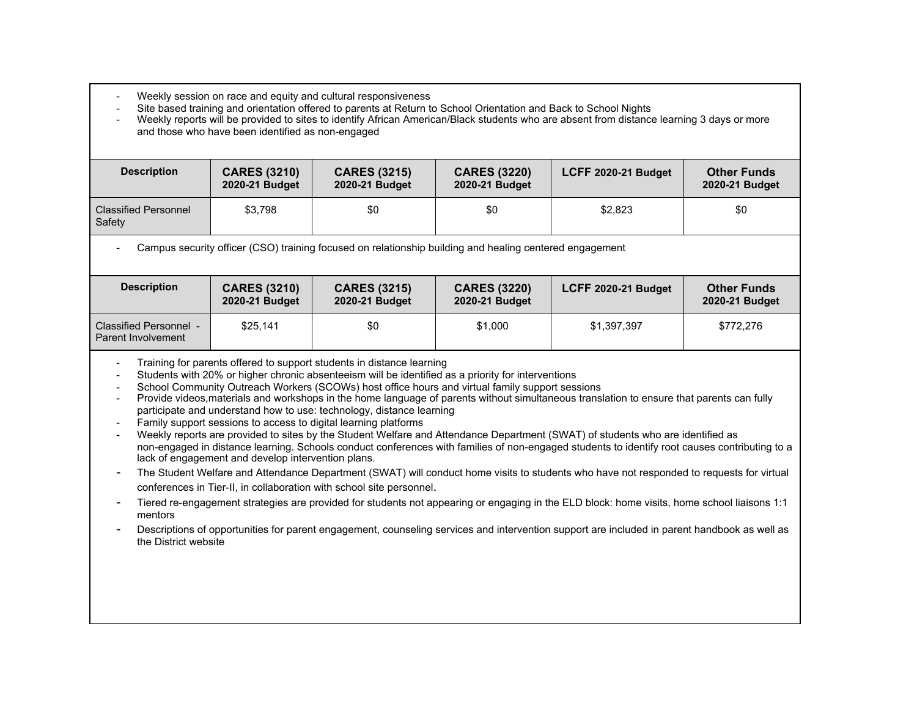- Weekly session on race and equity and cultural responsiveness
- Site based training and orientation offered to parents at Return to School Orientation and Back to School Nights
- Weekly reports will be provided to sites to identify African American/Black students who are absent from distance learning 3 days or more and those who have been identified as non-engaged

| Description | CARES (3210) 2020-21 Budget | CARES (3215) 2020-21 Budget | CARES (3220) 2020-21 Budget | LCFF 2020-21 Budget | Other Funds 2020-21 Budget |
|---|---|---|---|---|---|
| Classified Personnel Safety | $3,798 | $0 | $0 | $2,823 | $0 |

- Campus security officer (CSO) training focused on relationship building and healing centered engagement

| Description | CARES (3210) 2020-21 Budget | CARES (3215) 2020-21 Budget | CARES (3220) 2020-21 Budget | LCFF 2020-21 Budget | Other Funds 2020-21 Budget |
|---|---|---|---|---|---|
| Classified Personnel - Parent Involvement | $25,141 | $0 | $1,000 | $1,397,397 | $772,276 |

- Training for parents offered to support students in distance learning
- Students with 20% or higher chronic absenteeism will be identified as a priority for interventions
- School Community Outreach Workers (SCOWs) host office hours and virtual family support sessions
- Provide videos,materials and workshops in the home language of parents without simultaneous translation to ensure that parents can fully participate and understand how to use: technology, distance learning
- Family support sessions to access to digital learning platforms
- Weekly reports are provided to sites by the Student Welfare and Attendance Department (SWAT) of students who are identified as non-engaged in distance learning. Schools conduct conferences with families of non-engaged students to identify root causes contributing to a lack of engagement and develop intervention plans.
- The Student Welfare and Attendance Department (SWAT) will conduct home visits to students who have not responded to requests for virtual conferences in Tier-II, in collaboration with school site personnel.
- Tiered re-engagement strategies are provided for students not appearing or engaging in the ELD block: home visits, home school liaisons 1:1 mentors
- Descriptions of opportunities for parent engagement, counseling services and intervention support are included in parent handbook as well as the District website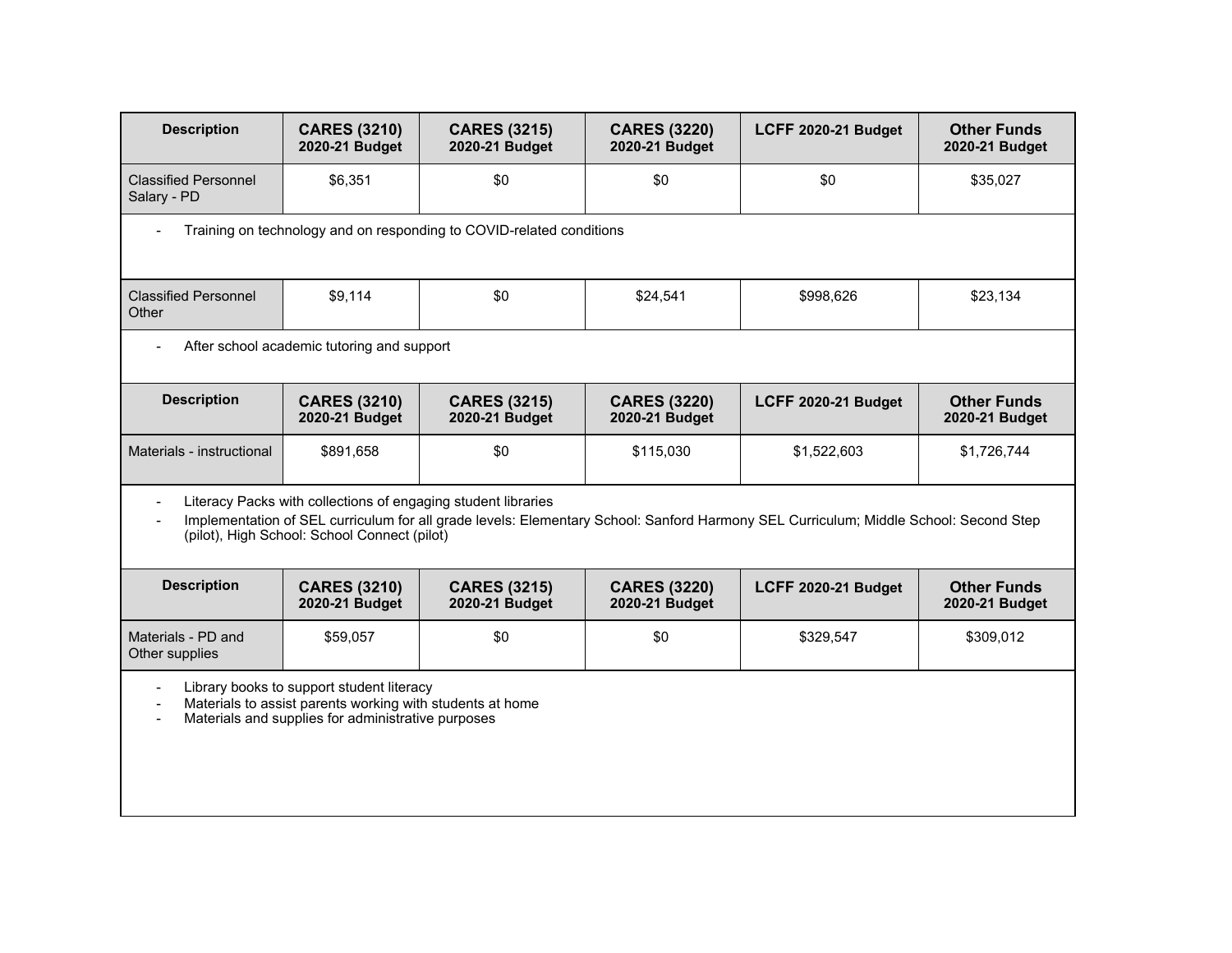| Description | CARES (3210) 2020-21 Budget | CARES (3215) 2020-21 Budget | CARES (3220) 2020-21 Budget | LCFF 2020-21 Budget | Other Funds 2020-21 Budget |
|---|---|---|---|---|---|
| Classified Personnel Salary - PD | $6,351 | $0 | $0 | $0 | $35,027 |

- Training on technology and on responding to COVID-related conditions

| Description | CARES (3210) 2020-21 Budget | CARES (3215) 2020-21 Budget | CARES (3220) 2020-21 Budget | LCFF 2020-21 Budget | Other Funds 2020-21 Budget |
|---|---|---|---|---|---|
| Classified Personnel Other | $9,114 | $0 | $24,541 | $998,626 | $23,134 |

- After school academic tutoring and support

| Description | CARES (3210) 2020-21 Budget | CARES (3215) 2020-21 Budget | CARES (3220) 2020-21 Budget | LCFF 2020-21 Budget | Other Funds 2020-21 Budget |
|---|---|---|---|---|---|
| Materials - instructional | $891,658 | $0 | $115,030 | $1,522,603 | $1,726,744 |

- Literacy Packs with collections of engaging student libraries
- Implementation of SEL curriculum for all grade levels: Elementary School: Sanford Harmony SEL Curriculum; Middle School: Second Step (pilot), High School: School Connect (pilot)

| Description | CARES (3210) 2020-21 Budget | CARES (3215) 2020-21 Budget | CARES (3220) 2020-21 Budget | LCFF 2020-21 Budget | Other Funds 2020-21 Budget |
|---|---|---|---|---|---|
| Materials - PD and Other supplies | $59,057 | $0 | $0 | $329,547 | $309,012 |

- Library books to support student literacy
- Materials to assist parents working with students at home
- Materials and supplies for administrative purposes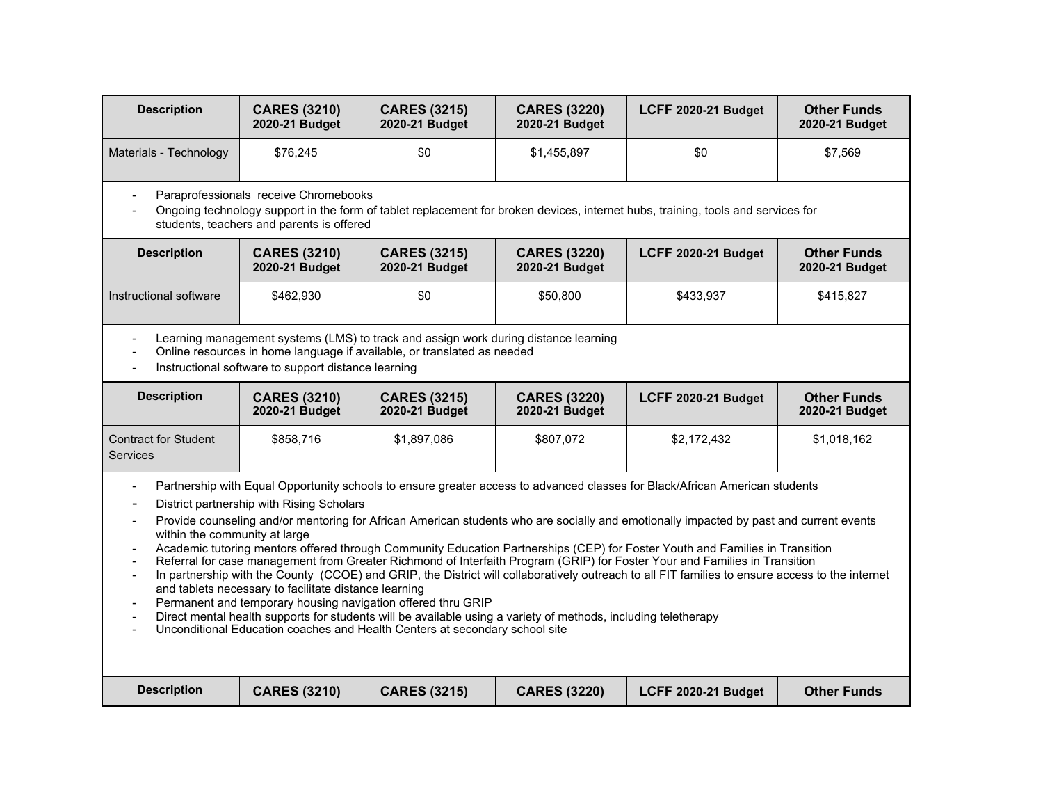| Description | CARES (3210) 2020-21 Budget | CARES (3215) 2020-21 Budget | CARES (3220) 2020-21 Budget | LCFF 2020-21 Budget | Other Funds 2020-21 Budget |
|---|---|---|---|---|---|
| Materials - Technology | $76,245 | $0 | $1,455,897 | $0 | $7,569 |

- Paraprofessionals receive Chromebooks
- Ongoing technology support in the form of tablet replacement for broken devices, internet hubs, training, tools and services for students, teachers and parents is offered

| Description | CARES (3210) 2020-21 Budget | CARES (3215) 2020-21 Budget | CARES (3220) 2020-21 Budget | LCFF 2020-21 Budget | Other Funds 2020-21 Budget |
|---|---|---|---|---|---|
| Instructional software | $462,930 | $0 | $50,800 | $433,937 | $415,827 |

- Learning management systems (LMS) to track and assign work during distance learning
- Online resources in home language if available, or translated as needed
- Instructional software to support distance learning

| Description | CARES (3210) 2020-21 Budget | CARES (3215) 2020-21 Budget | CARES (3220) 2020-21 Budget | LCFF 2020-21 Budget | Other Funds 2020-21 Budget |
|---|---|---|---|---|---|
| Contract for Student Services | $858,716 | $1,897,086 | $807,072 | $2,172,432 | $1,018,162 |

- Partnership with Equal Opportunity schools to ensure greater access to advanced classes for Black/African American students
- District partnership with Rising Scholars
- Provide counseling and/or mentoring for African American students who are socially and emotionally impacted by past and current events within the community at large
- Academic tutoring mentors offered through Community Education Partnerships (CEP) for Foster Youth and Families in Transition
- Referral for case management from Greater Richmond of Interfaith Program (GRIP) for Foster Your and Families in Transition
- In partnership with the County (CCOE) and GRIP, the District will collaboratively outreach to all FIT families to ensure access to the internet and tablets necessary to facilitate distance learning
- Permanent and temporary housing navigation offered thru GRIP
- Direct mental health supports for students will be available using a variety of methods, including teletherapy
- Unconditional Education coaches and Health Centers at secondary school site

| Description | CARES (3210) | CARES (3215) | CARES (3220) | LCFF 2020-21 Budget | Other Funds |
|---|---|---|---|---|---|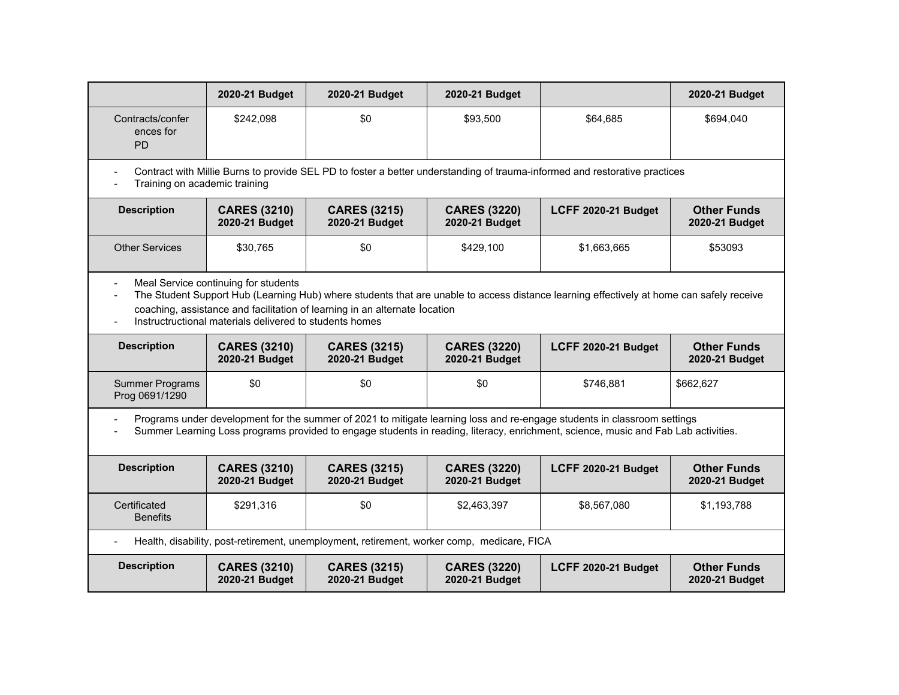| | 2020-21 Budget | 2020-21 Budget | 2020-21 Budget | | 2020-21 Budget |
|---|---|---|---|---|---|
| Contracts/conferences for PD | $242,098 | $0 | $93,500 | $64,685 | $694,040 |

- Contract with Millie Burns to provide SEL PD to foster a better understanding of trauma-informed and restorative practices
- Training on academic training

| Description | CARES (3210) 2020-21 Budget | CARES (3215) 2020-21 Budget | CARES (3220) 2020-21 Budget | LCFF 2020-21 Budget | Other Funds 2020-21 Budget |
|---|---|---|---|---|---|
| Other Services | $30,765 | $0 | $429,100 | $1,663,665 | $53093 |

- Meal Service continuing for students
- The Student Support Hub (Learning Hub) where students that are unable to access distance learning effectively at home can safely receive coaching, assistance and facilitation of learning in an alternate location
- Instructructional materials delivered to students homes

| Description | CARES (3210) 2020-21 Budget | CARES (3215) 2020-21 Budget | CARES (3220) 2020-21 Budget | LCFF 2020-21 Budget | Other Funds 2020-21 Budget |
|---|---|---|---|---|---|
| Summer Programs Prog 0691/1290 | $0 | $0 | $0 | $746,881 | $662,627 |

- Programs under development for the summer of 2021 to mitigate learning loss and re-engage students in classroom settings
- Summer Learning Loss programs provided to engage students in reading, literacy, enrichment, science, music and Fab Lab activities.

| Description | CARES (3210) 2020-21 Budget | CARES (3215) 2020-21 Budget | CARES (3220) 2020-21 Budget | LCFF 2020-21 Budget | Other Funds 2020-21 Budget |
|---|---|---|---|---|---|
| Certificated Benefits | $291,316 | $0 | $2,463,397 | $8,567,080 | $1,193,788 |

- Health, disability, post-retirement, unemployment, retirement, worker comp, medicare, FICA

| Description | CARES (3210) 2020-21 Budget | CARES (3215) 2020-21 Budget | CARES (3220) 2020-21 Budget | LCFF 2020-21 Budget | Other Funds 2020-21 Budget |
|---|---|---|---|---|---|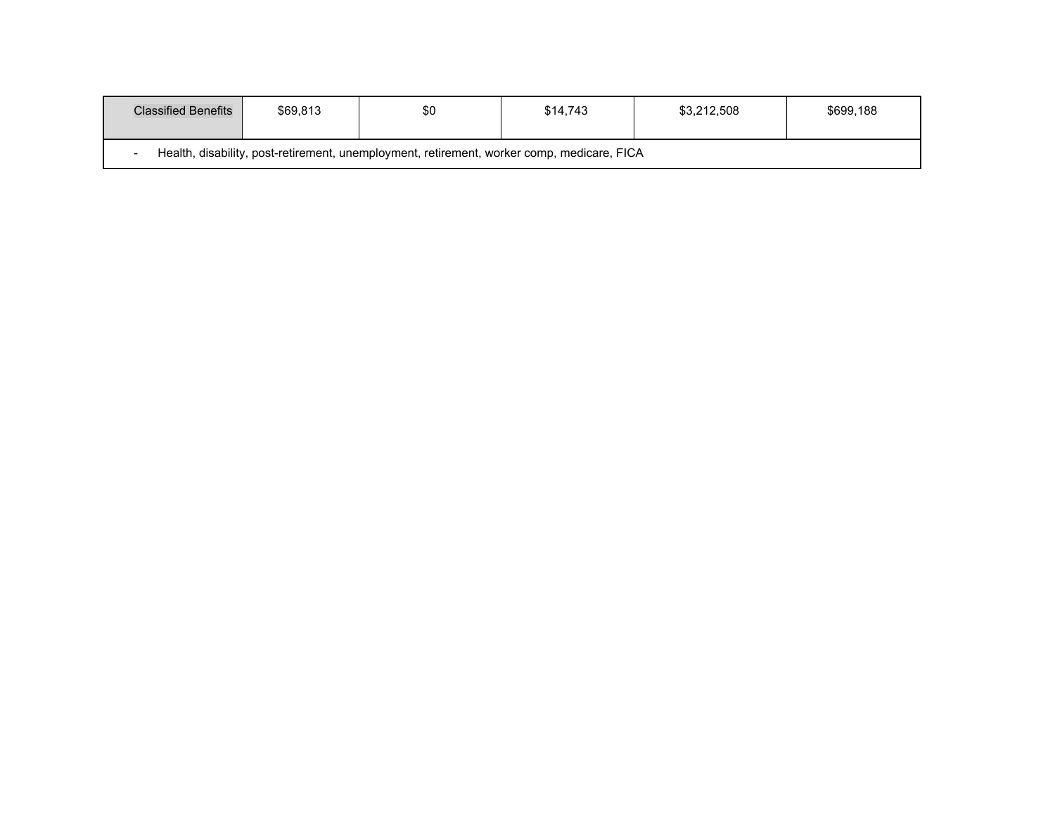| | | | | | |
|---|---|---|---|---|---|
| Classified Benefits | $69,813 | $0 | $14,743 | $3,212,508 | $699,188 |
| - Health, disability, post-retirement, unemployment, retirement, worker comp, medicare, FICA | | | | | |